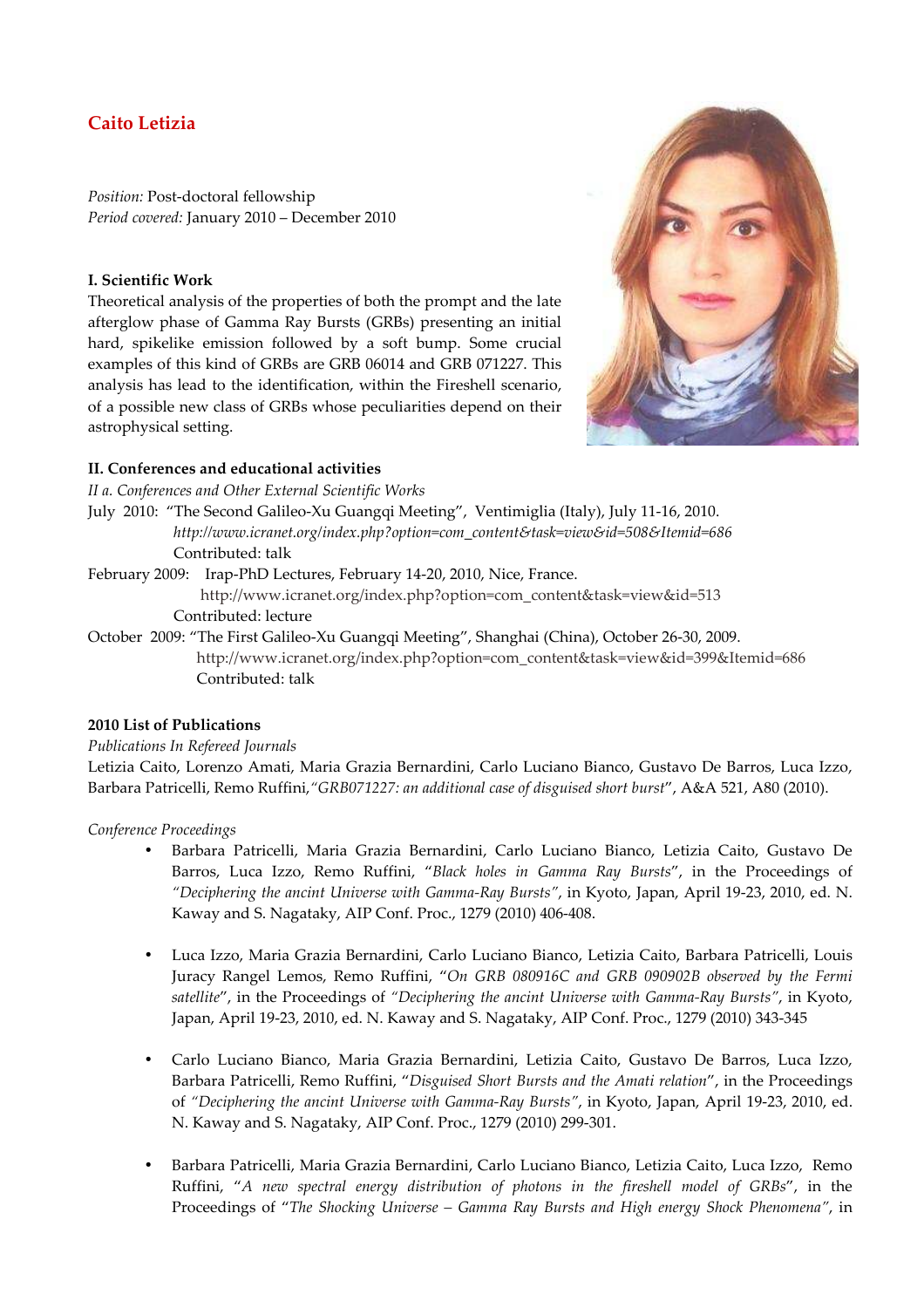# Caito Letizia

*Position:* Post-doctoral fellowship
*Period covered:* January 2010 – December 2010

### I. Scientific Work

Theoretical analysis of the properties of both the prompt and the late afterglow phase of Gamma Ray Bursts (GRBs) presenting an initial hard, spikelike emission followed by a soft bump. Some crucial examples of this kind of GRBs are GRB 06014 and GRB 071227. This analysis has lead to the identification, within the Fireshell scenario, of a possible new class of GRBs whose peculiarities depend on their astrophysical setting.

### II. Conferences and educational activities

*II a. Conferences and Other External Scientific Works*

July 2010: "The Second Galileo-Xu Guangqi Meeting", Ventimiglia (Italy), July 11-16, 2010.
*http://www.icranet.org/index.php?option=com_content&task=view&id=508&Itemid=686*
Contributed: talk

February 2009: Irap-PhD Lectures, February 14-20, 2010, Nice, France.
http://www.icranet.org/index.php?option=com_content&task=view&id=513
Contributed: lecture

October 2009: "The First Galileo-Xu Guangqi Meeting", Shanghai (China), October 26-30, 2009.
http://www.icranet.org/index.php?option=com_content&task=view&id=399&Itemid=686
Contributed: talk

### 2010 List of Publications

*Publications In Refereed Journals*

Letizia Caito, Lorenzo Amati, Maria Grazia Bernardini, Carlo Luciano Bianco, Gustavo De Barros, Luca Izzo, Barbara Patricelli, Remo Ruffini,*"GRB071227: an additional case of disguised short burst*", A&A 521, A80 (2010).

*Conference Proceedings*

- Barbara Patricelli, Maria Grazia Bernardini, Carlo Luciano Bianco, Letizia Caito, Gustavo De Barros, Luca Izzo, Remo Ruffini, "*Black holes in Gamma Ray Bursts*", in the Proceedings of *"Deciphering the ancint Universe with Gamma-Ray Bursts"*, in Kyoto, Japan, April 19-23, 2010, ed. N. Kaway and S. Nagataky, AIP Conf. Proc., 1279 (2010) 406-408.

- Luca Izzo, Maria Grazia Bernardini, Carlo Luciano Bianco, Letizia Caito, Barbara Patricelli, Louis Juracy Rangel Lemos, Remo Ruffini, "*On GRB 080916C and GRB 090902B observed by the Fermi satellite*", in the Proceedings of *"Deciphering the ancint Universe with Gamma-Ray Bursts"*, in Kyoto, Japan, April 19-23, 2010, ed. N. Kaway and S. Nagataky, AIP Conf. Proc., 1279 (2010) 343-345

- Carlo Luciano Bianco, Maria Grazia Bernardini, Letizia Caito, Gustavo De Barros, Luca Izzo, Barbara Patricelli, Remo Ruffini, "*Disguised Short Bursts and the Amati relation*", in the Proceedings of *"Deciphering the ancint Universe with Gamma-Ray Bursts"*, in Kyoto, Japan, April 19-23, 2010, ed. N. Kaway and S. Nagataky, AIP Conf. Proc., 1279 (2010) 299-301.

- Barbara Patricelli, Maria Grazia Bernardini, Carlo Luciano Bianco, Letizia Caito, Luca Izzo, Remo Ruffini, "*A new spectral energy distribution of photons in the fireshell model of GRBs*", in the Proceedings of "*The Shocking Universe – Gamma Ray Bursts and High energy Shock Phenomena"*, in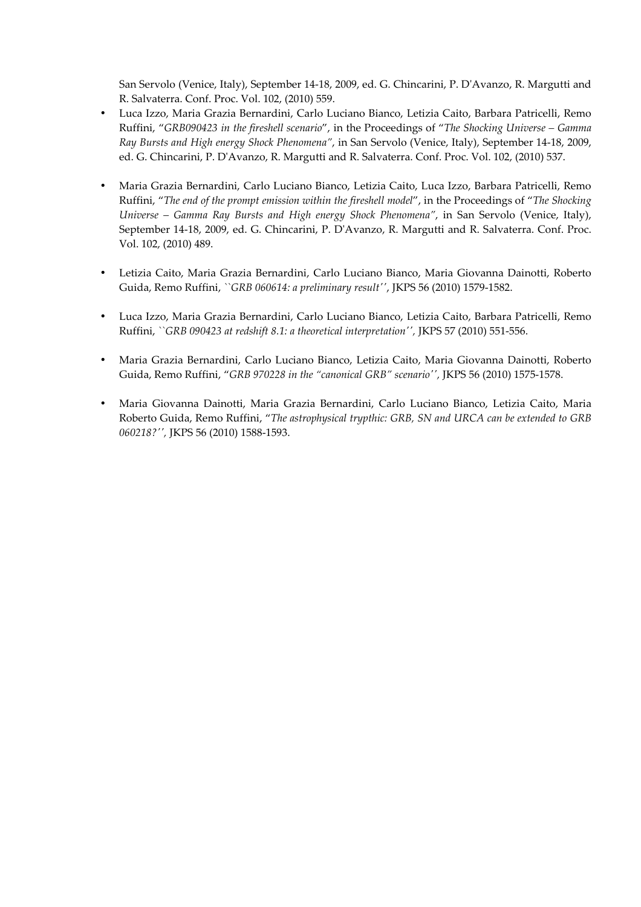San Servolo (Venice, Italy), September 14-18, 2009, ed. G. Chincarini, P. D'Avanzo, R. Margutti and R. Salvaterra. Conf. Proc. Vol. 102, (2010) 559.

- Luca Izzo, Maria Grazia Bernardini, Carlo Luciano Bianco, Letizia Caito, Barbara Patricelli, Remo Ruffini, "*GRB090423 in the fireshell scenario*", in the Proceedings of "*The Shocking Universe – Gamma Ray Bursts and High energy Shock Phenomena"*, in San Servolo (Venice, Italy), September 14-18, 2009, ed. G. Chincarini, P. D'Avanzo, R. Margutti and R. Salvaterra. Conf. Proc. Vol. 102, (2010) 537.

- Maria Grazia Bernardini, Carlo Luciano Bianco, Letizia Caito, Luca Izzo, Barbara Patricelli, Remo Ruffini, "*The end of the prompt emission within the fireshell model*", in the Proceedings of "*The Shocking Universe – Gamma Ray Bursts and High energy Shock Phenomena"*, in San Servolo (Venice, Italy), September 14-18, 2009, ed. G. Chincarini, P. D'Avanzo, R. Margutti and R. Salvaterra. Conf. Proc. Vol. 102, (2010) 489.

- Letizia Caito, Maria Grazia Bernardini, Carlo Luciano Bianco, Maria Giovanna Dainotti, Roberto Guida, Remo Ruffini, *``GRB 060614: a preliminary result''*, JKPS 56 (2010) 1579-1582.

- Luca Izzo, Maria Grazia Bernardini, Carlo Luciano Bianco, Letizia Caito, Barbara Patricelli, Remo Ruffini, *``GRB 090423 at redshift 8.1: a theoretical interpretation''*, JKPS 57 (2010) 551-556.

- Maria Grazia Bernardini, Carlo Luciano Bianco, Letizia Caito, Maria Giovanna Dainotti, Roberto Guida, Remo Ruffini, "*GRB 970228 in the "canonical GRB" scenario''*, JKPS 56 (2010) 1575-1578.

- Maria Giovanna Dainotti, Maria Grazia Bernardini, Carlo Luciano Bianco, Letizia Caito, Maria Roberto Guida, Remo Ruffini, "*The astrophysical trypthic: GRB, SN and URCA can be extended to GRB 060218?''*, JKPS 56 (2010) 1588-1593.